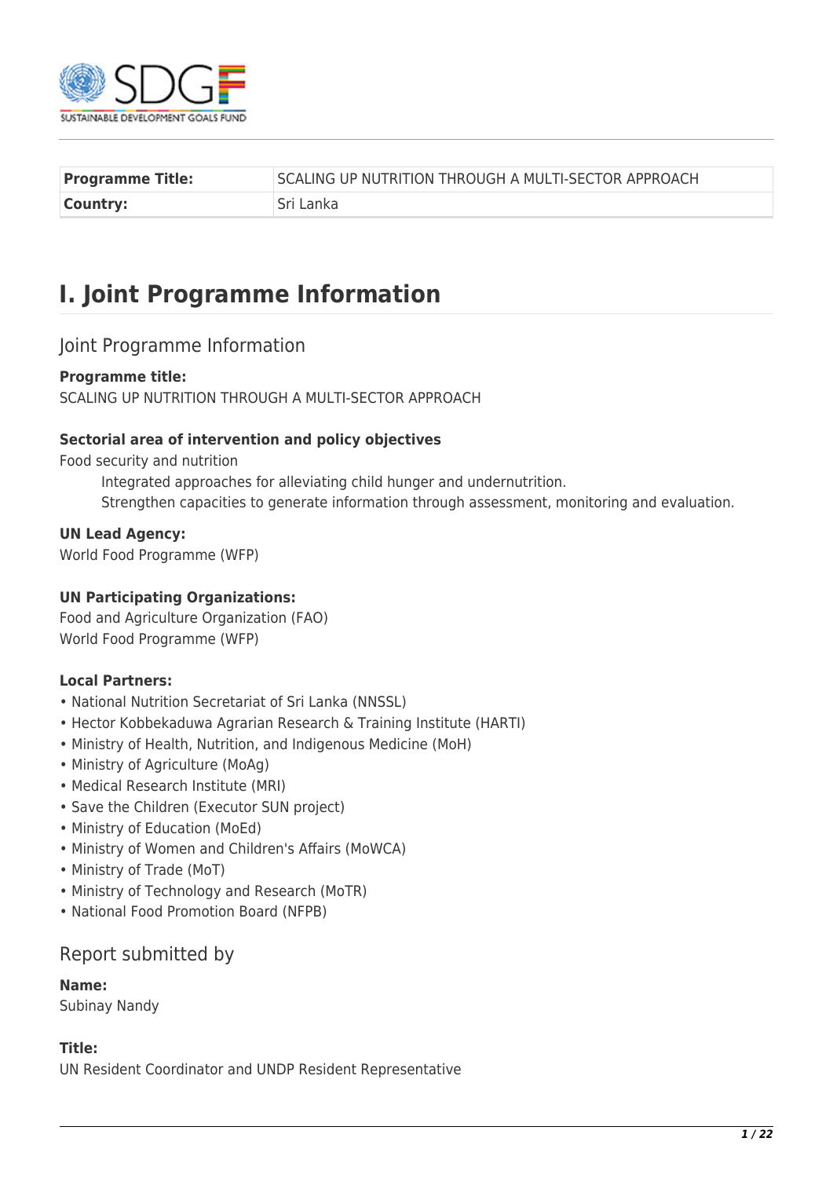| **Programme Title:** | SCALING UP NUTRITION THROUGH A MULTI-SECTOR APPROACH |
| --- | --- |
| **Country:** | Sri Lanka |

# I. Joint Programme Information

## Joint Programme Information

**Programme title:**
SCALING UP NUTRITION THROUGH A MULTI-SECTOR APPROACH

**Sectorial area of intervention and policy objectives**
Food security and nutrition

Integrated approaches for alleviating child hunger and undernutrition.
Strengthen capacities to generate information through assessment, monitoring and evaluation.

**UN Lead Agency:**
World Food Programme (WFP)

**UN Participating Organizations:**
Food and Agriculture Organization (FAO)
World Food Programme (WFP)

**Local Partners:**

- National Nutrition Secretariat of Sri Lanka (NNSSL)
- Hector Kobbekaduwa Agrarian Research & Training Institute (HARTI)
- Ministry of Health, Nutrition, and Indigenous Medicine (MoH)
- Ministry of Agriculture (MoAg)
- Medical Research Institute (MRI)
- Save the Children (Executor SUN project)
- Ministry of Education (MoEd)
- Ministry of Women and Children's Affairs (MoWCA)
- Ministry of Trade (MoT)
- Ministry of Technology and Research (MoTR)
- National Food Promotion Board (NFPB)

## Report submitted by

**Name:**
Subinay Nandy

**Title:**
UN Resident Coordinator and UNDP Resident Representative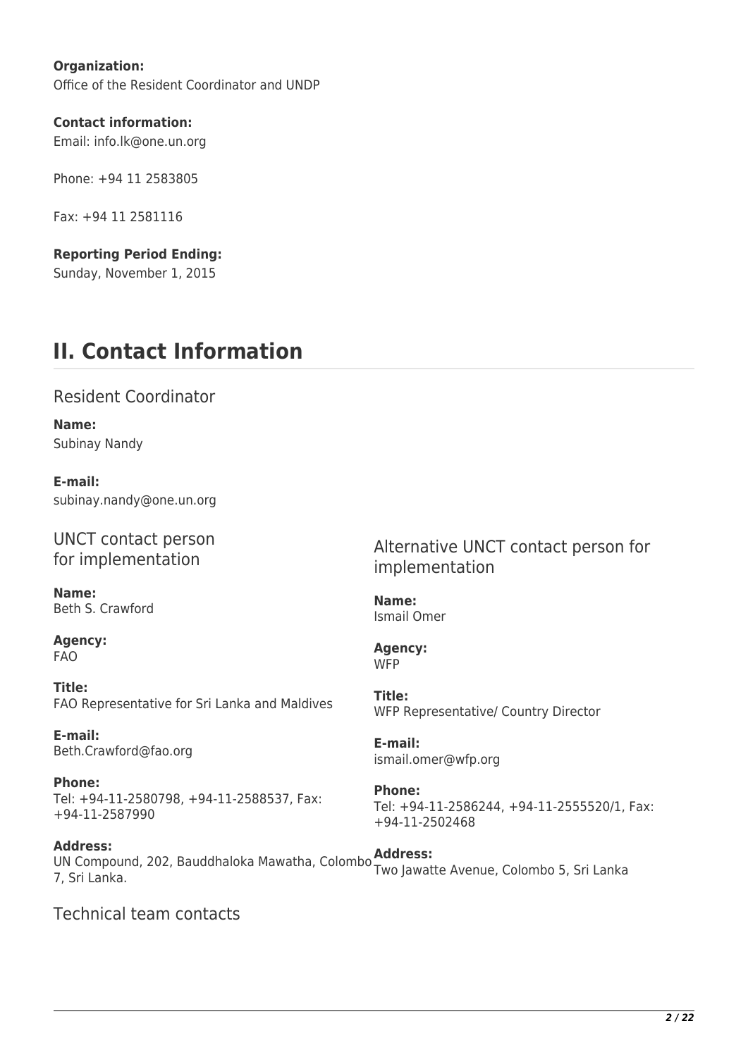**Organization:**
Office of the Resident Coordinator and UNDP

**Contact information:**
Email: info.lk@one.un.org

Phone: +94 11 2583805

Fax: +94 11 2581116

**Reporting Period Ending:**
Sunday, November 1, 2015

# II. Contact Information

## Resident Coordinator

**Name:**
Subinay Nandy

**E-mail:**
subinay.nandy@one.un.org

## UNCT contact person for implementation

**Name:**
Beth S. Crawford

**Agency:**
FAO

**Title:**
FAO Representative for Sri Lanka and Maldives

**E-mail:**
Beth.Crawford@fao.org

**Phone:**
Tel: +94-11-2580798, +94-11-2588537, Fax: +94-11-2587990

**Address:**
UN Compound, 202, Bauddhaloka Mawatha, Colombo 7, Sri Lanka.

## Alternative UNCT contact person for implementation

**Name:**
Ismail Omer

**Agency:**
WFP

**Title:**
WFP Representative/ Country Director

**E-mail:**
ismail.omer@wfp.org

**Phone:**
Tel: +94-11-2586244, +94-11-2555520/1, Fax: +94-11-2502468

**Address:**
Two Jawatte Avenue, Colombo 5, Sri Lanka

## Technical team contacts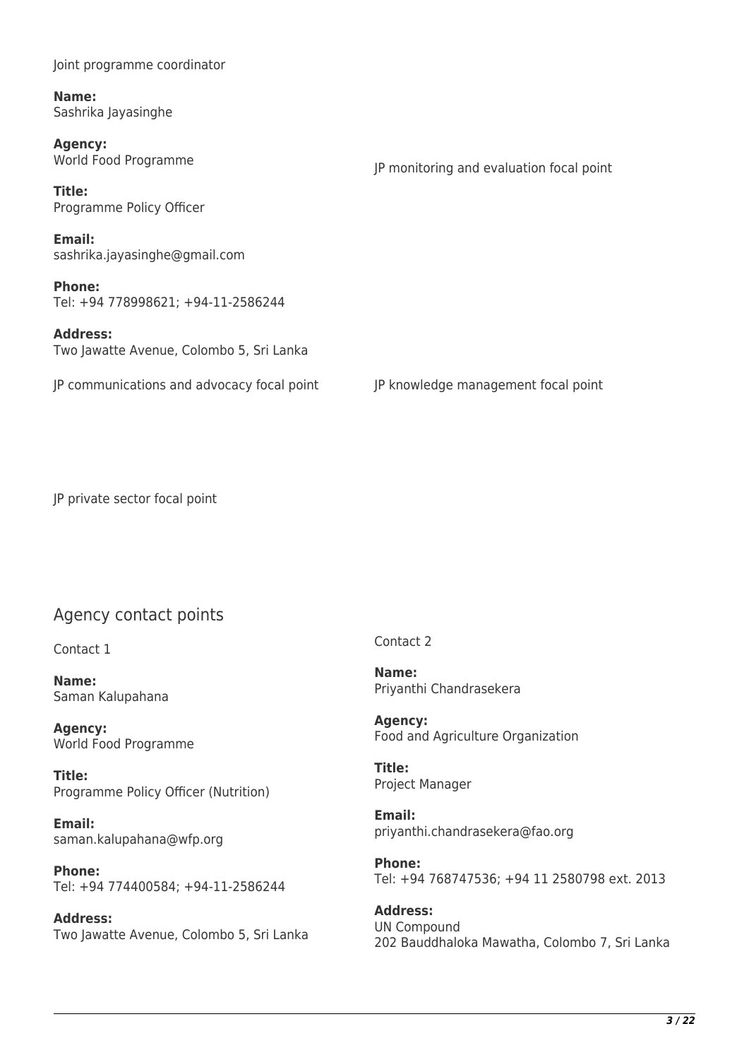Joint programme coordinator

**Name:**
Sashrika Jayasinghe

**Agency:**
World Food Programme

**Title:**
Programme Policy Officer

**Email:**
sashrika.jayasinghe@gmail.com

**Phone:**
Tel: +94 778998621; +94-11-2586244

**Address:**
Two Jawatte Avenue, Colombo 5, Sri Lanka

JP monitoring and evaluation focal point

JP communications and advocacy focal point

JP knowledge management focal point

JP private sector focal point

## Agency contact points

Contact 1

**Name:**
Saman Kalupahana

**Agency:**
World Food Programme

**Title:**
Programme Policy Officer (Nutrition)

**Email:**
saman.kalupahana@wfp.org

**Phone:**
Tel: +94 774400584; +94-11-2586244

**Address:**
Two Jawatte Avenue, Colombo 5, Sri Lanka

Contact 2

**Name:**
Priyanthi Chandrasekera

**Agency:**
Food and Agriculture Organization

**Title:**
Project Manager

**Email:**
priyanthi.chandrasekera@fao.org

**Phone:**
Tel: +94 768747536; +94 11 2580798 ext. 2013

**Address:**
UN Compound
202 Bauddhaloka Mawatha, Colombo 7, Sri Lanka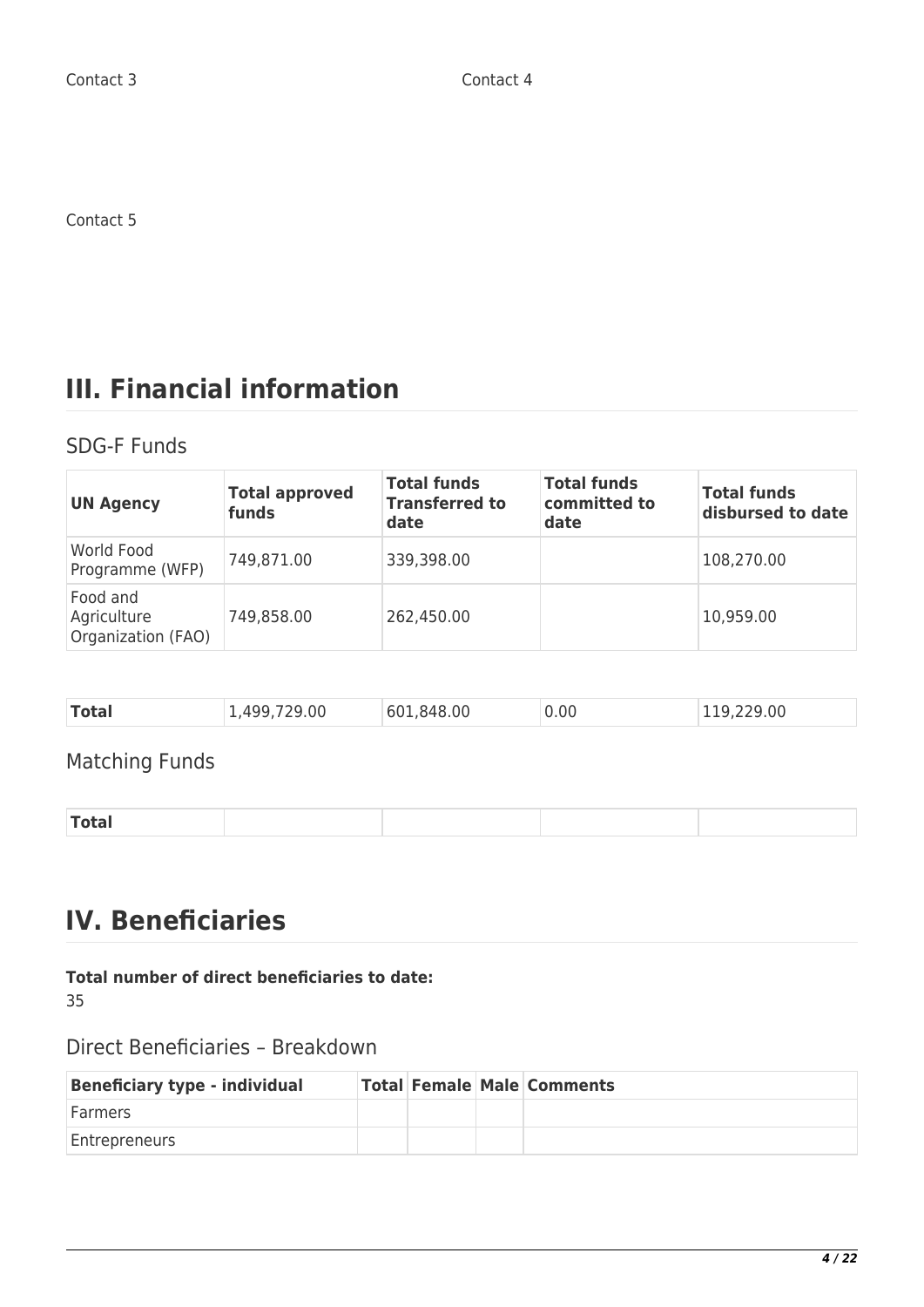Contact 3

Contact 4

Contact 5

# III. Financial information

## SDG-F Funds

| UN Agency | Total approved funds | Total funds Transferred to date | Total funds committed to date | Total funds disbursed to date |
|---|---|---|---|---|
| World Food Programme (WFP) | 749,871.00 | 339,398.00 | | 108,270.00 |
| Food and Agriculture Organization (FAO) | 749,858.00 | 262,450.00 | | 10,959.00 |
| **Total** | 1,499,729.00 | 601,848.00 | 0.00 | 119,229.00 |

## Matching Funds

| **Total** | | | | |
|---|---|---|---|---|

# IV. Beneficiaries

**Total number of direct beneficiaries to date:**
35

## Direct Beneficiaries – Breakdown

| Beneficiary type - individual | Total | Female | Male | Comments |
|---|---|---|---|---|
| Farmers | | | | |
| Entrepreneurs | | | | |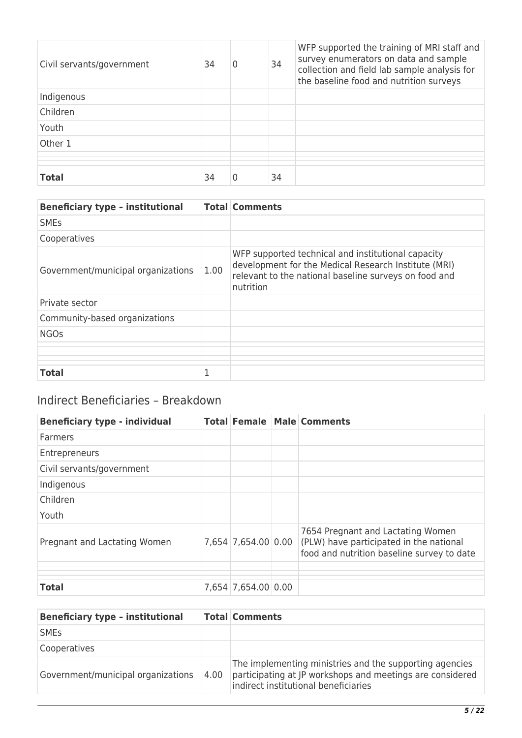| | | | | |
|---|---|---|---|---|
| Civil servants/government | 34 | 0 | 34 | WFP supported the training of MRI staff and survey enumerators on data and sample collection and field lab sample analysis for the baseline food and nutrition surveys |
| Indigenous | | | | |
| Children | | | | |
| Youth | | | | |
| Other 1 | | | | |
| | | | | |
| | | | | |
| | | | | |
| **Total** | 34 | 0 | 34 | |

| Beneficiary type – institutional | Total | Comments |
|---|---|---|
| SMEs | | |
| Cooperatives | | |
| Government/municipal organizations | 1.00 | WFP supported technical and institutional capacity development for the Medical Research Institute (MRI) relevant to the national baseline surveys on food and nutrition |
| Private sector | | |
| Community-based organizations | | |
| NGOs | | |
| | | |
| | | |
| | | |
| **Total** | 1 | |

## Indirect Beneficiaries – Breakdown

| Beneficiary type - individual | Total | Female | Male | Comments |
|---|---|---|---|---|
| Farmers | | | | |
| Entrepreneurs | | | | |
| Civil servants/government | | | | |
| Indigenous | | | | |
| Children | | | | |
| Youth | | | | |
| Pregnant and Lactating Women | 7,654 | 7,654.00 | 0.00 | 7654 Pregnant and Lactating Women (PLW) have participated in the national food and nutrition baseline survey to date |
| | | | | |
| | | | | |
| | | | | |
| **Total** | 7,654 | 7,654.00 | 0.00 | |

| Beneficiary type – institutional | Total | Comments |
|---|---|---|
| SMEs | | |
| Cooperatives | | |
| Government/municipal organizations | 4.00 | The implementing ministries and the supporting agencies participating at JP workshops and meetings are considered indirect institutional beneficiaries |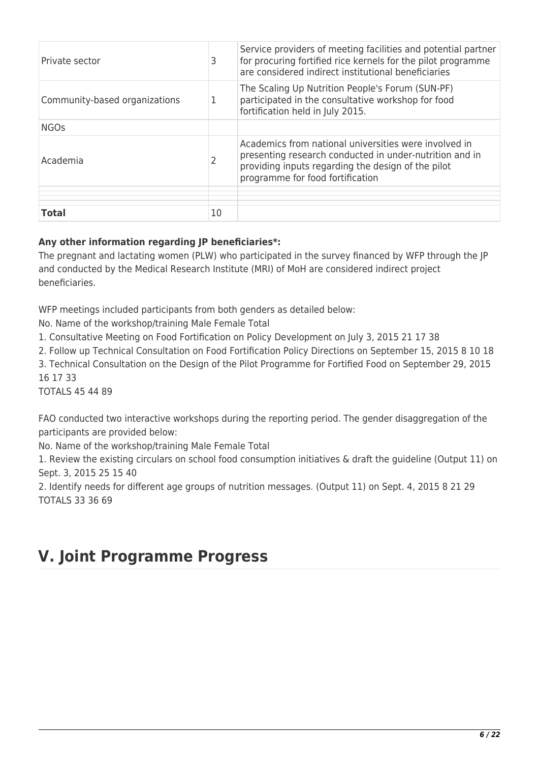| Private sector | 3 | Service providers of meeting facilities and potential partner for procuring fortified rice kernels for the pilot programme are considered indirect institutional beneficiaries |
|---|---|---|
| Community-based organizations | 1 | The Scaling Up Nutrition People's Forum (SUN-PF) participated in the consultative workshop for food fortification held in July 2015. |
| NGOs | | |
| Academia | 2 | Academics from national universities were involved in presenting research conducted in under-nutrition and in providing inputs regarding the design of the pilot programme for food fortification |
| | | |
| | | |
| | | |
| **Total** | 10 | |

**Any other information regarding JP beneficiaries*:**
The pregnant and lactating women (PLW) who participated in the survey financed by WFP through the JP and conducted by the Medical Research Institute (MRI) of MoH are considered indirect project beneficiaries.

WFP meetings included participants from both genders as detailed below:
No. Name of the workshop/training Male Female Total
1. Consultative Meeting on Food Fortification on Policy Development on July 3, 2015 21 17 38
2. Follow up Technical Consultation on Food Fortification Policy Directions on September 15, 2015 8 10 18
3. Technical Consultation on the Design of the Pilot Programme for Fortified Food on September 29, 2015 16 17 33
TOTALS 45 44 89

FAO conducted two interactive workshops during the reporting period. The gender disaggregation of the participants are provided below:
No. Name of the workshop/training Male Female Total
1. Review the existing circulars on school food consumption initiatives & draft the guideline (Output 11) on Sept. 3, 2015 25 15 40
2. Identify needs for different age groups of nutrition messages. (Output 11) on Sept. 4, 2015 8 21 29
TOTALS 33 36 69

# V. Joint Programme Progress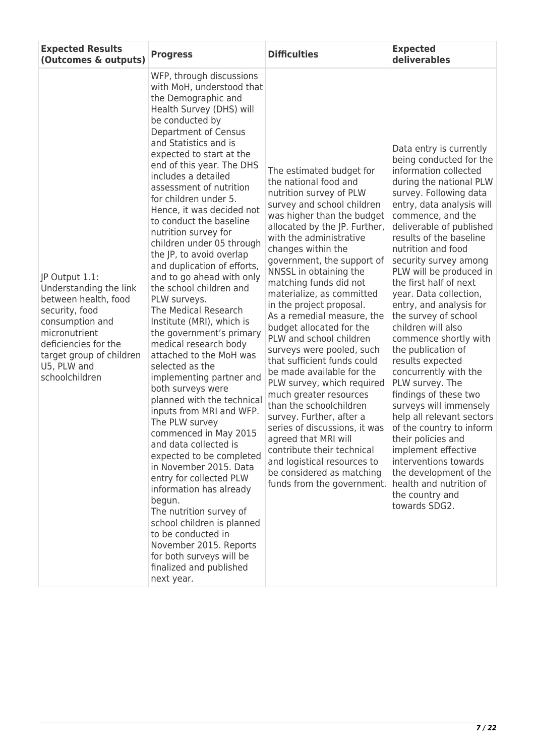| Expected Results (Outcomes & outputs) | Progress | Difficulties | Expected deliverables |
|---|---|---|---|
| JP Output 1.1: Understanding the link between health, food security, food consumption and micronutrient deficiencies for the target group of children U5, PLW and schoolchildren | WFP, through discussions with MoH, understood that the Demographic and Health Survey (DHS) will be conducted by Department of Census and Statistics and is expected to start at the end of this year. The DHS includes a detailed assessment of nutrition for children under 5. Hence, it was decided not to conduct the baseline nutrition survey for children under 05 through the JP, to avoid overlap and duplication of efforts, and to go ahead with only the school children and PLW surveys. The Medical Research Institute (MRI), which is the government's primary medical research body attached to the MoH was selected as the implementing partner and both surveys were planned with the technical inputs from MRI and WFP. The PLW survey commenced in May 2015 and data collected is expected to be completed in November 2015. Data entry for collected PLW information has already begun. The nutrition survey of school children is planned to be conducted in November 2015. Reports for both surveys will be finalized and published next year. | The estimated budget for the national food and nutrition survey of PLW survey and school children was higher than the budget allocated by the JP. Further, with the administrative changes within the government, the support of NNSSL in obtaining the matching funds did not materialize, as committed in the project proposal. As a remedial measure, the budget allocated for the PLW and school children surveys were pooled, such that sufficient funds could be made available for the PLW survey, which required much greater resources than the schoolchildren survey. Further, after a series of discussions, it was agreed that MRI will contribute their technical and logistical resources to be considered as matching funds from the government. | Data entry is currently being conducted for the information collected during the national PLW survey. Following data entry, data analysis will commence, and the deliverable of published results of the baseline nutrition and food security survey among PLW will be produced in the first half of next year. Data collection, entry, and analysis for the survey of school children will also commence shortly with the publication of results expected concurrently with the PLW survey. The findings of these two surveys will immensely help all relevant sectors of the country to inform their policies and implement effective interventions towards the development of the health and nutrition of the country and towards SDG2. |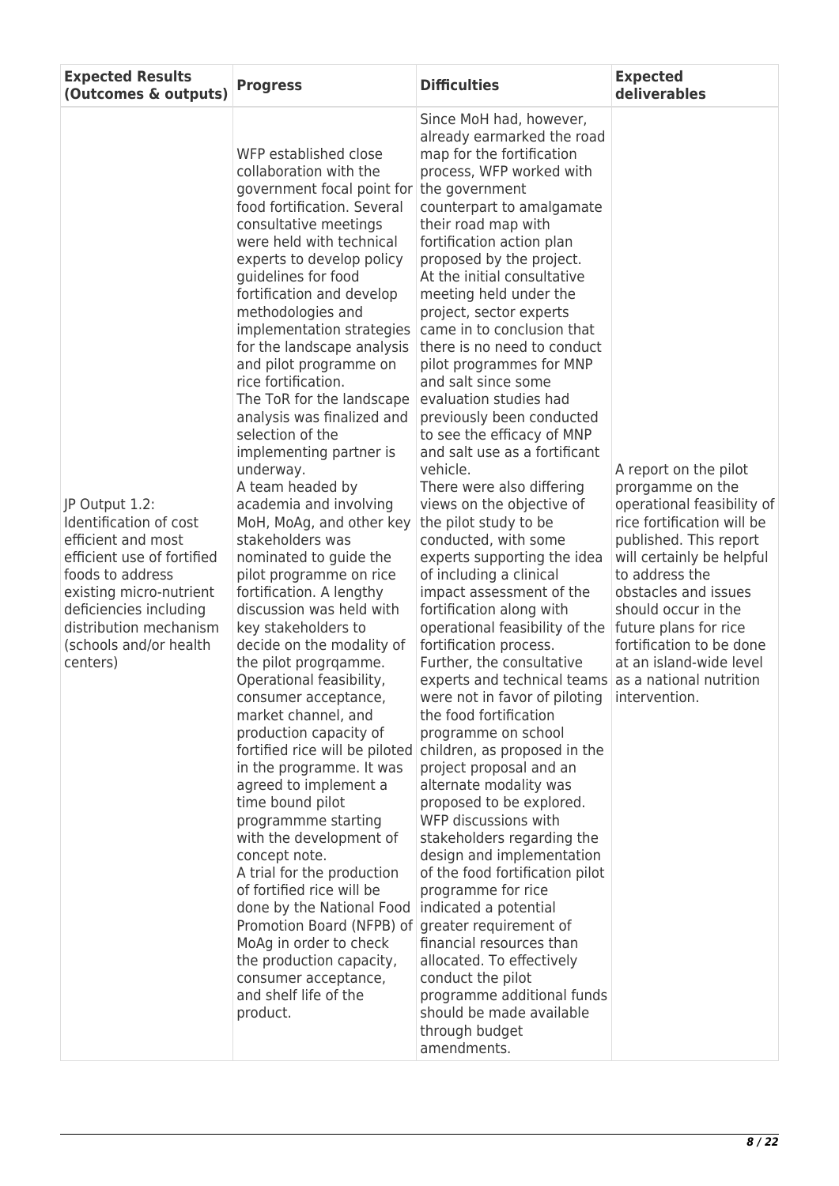| Expected Results (Outcomes & outputs) | Progress | Difficulties | Expected deliverables |
|---|---|---|---|
| JP Output 1.2: Identification of cost efficient and most efficient use of fortified foods to address existing micro-nutrient deficiencies including distribution mechanism (schools and/or health centers) | WFP established close collaboration with the government focal point for food fortification. Several consultative meetings were held with technical experts to develop policy guidelines for food fortification and develop methodologies and implementation strategies for the landscape analysis and pilot programme on rice fortification. The ToR for the landscape analysis was finalized and selection of the implementing partner is underway. A team headed by academia and involving MoH, MoAg, and other key stakeholders was nominated to guide the pilot programme on rice fortification. A lengthy discussion was held with key stakeholders to decide on the modality of the pilot progrqamme. Operational feasibility, consumer acceptance, market channel, and production capacity of fortified rice will be piloted in the programme. It was agreed to implement a time bound pilot programmme starting with the development of concept note. A trial for the production of fortified rice will be done by the National Food Promotion Board (NFPB) of MoAg in order to check the production capacity, consumer acceptance, and shelf life of the product. | Since MoH had, however, already earmarked the road map for the fortification process, WFP worked with the government counterpart to amalgamate their road map with fortification action plan proposed by the project. At the initial consultative meeting held under the project, sector experts came in to conclusion that there is no need to conduct pilot programmes for MNP and salt since some evaluation studies had previously been conducted to see the efficacy of MNP and salt use as a fortificant vehicle. There were also differing views on the objective of the pilot study to be conducted, with some experts supporting the idea of including a clinical impact assessment of the fortification along with operational feasibility of the fortification process. Further, the consultative experts and technical teams were not in favor of piloting the food fortification programme on school children, as proposed in the project proposal and an alternate modality was proposed to be explored. WFP discussions with stakeholders regarding the design and implementation of the food fortification pilot programme for rice indicated a potential greater requirement of financial resources than allocated. To effectively conduct the pilot programme additional funds should be made available through budget amendments. | A report on the pilot prorgamme on the operational feasibility of rice fortification will be published. This report will certainly be helpful to address the obstacles and issues should occur in the future plans for rice fortification to be done at an island-wide level as a national nutrition intervention. |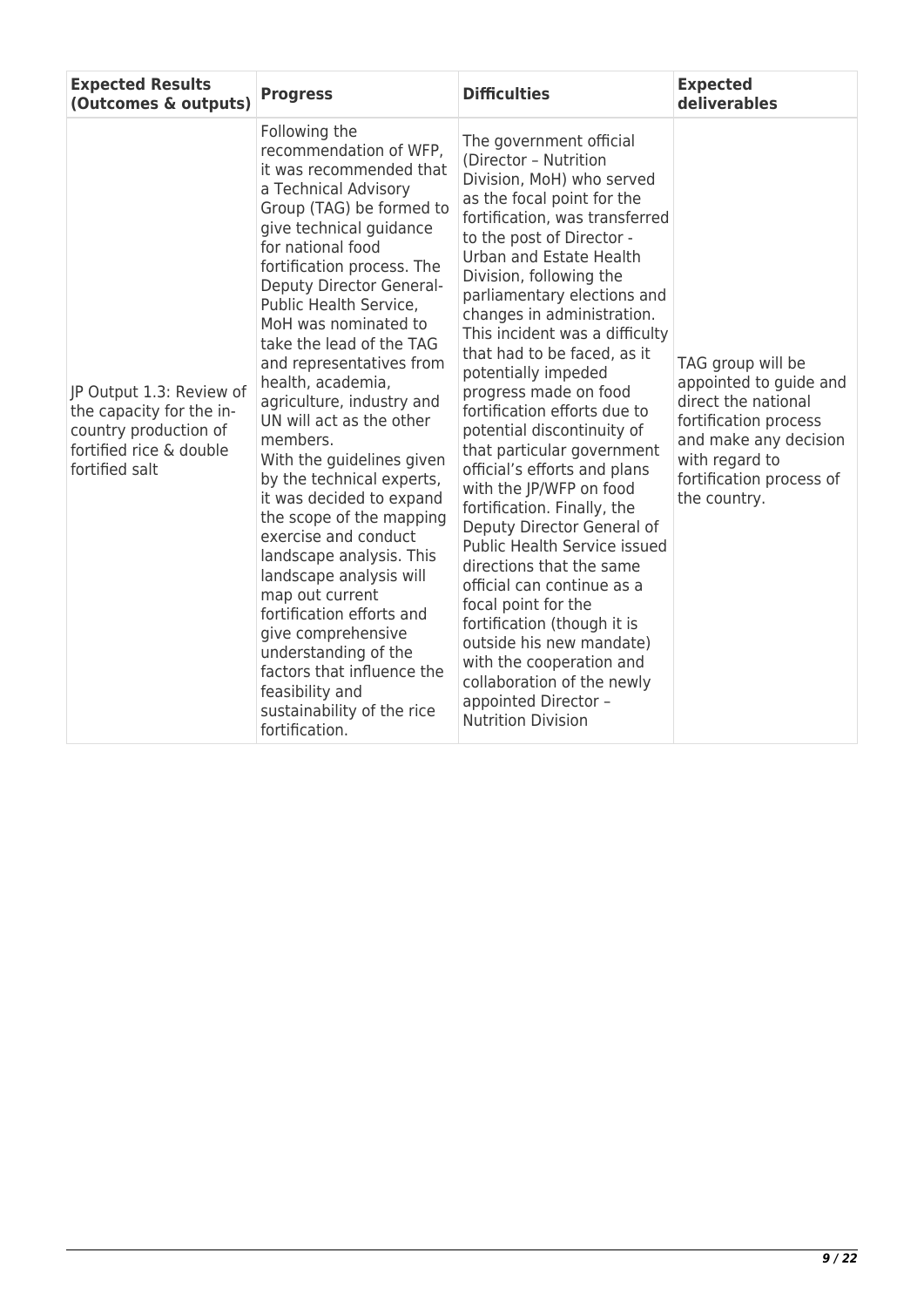| Expected Results (Outcomes & outputs) | Progress | Difficulties | Expected deliverables |
|---|---|---|---|
| JP Output 1.3: Review of the capacity for the in-country production of fortified rice & double fortified salt | Following the recommendation of WFP, it was recommended that a Technical Advisory Group (TAG) be formed to give technical guidance for national food fortification process. The Deputy Director General-Public Health Service, MoH was nominated to take the lead of the TAG and representatives from health, academia, agriculture, industry and UN will act as the other members.<br>With the guidelines given by the technical experts, it was decided to expand the scope of the mapping exercise and conduct landscape analysis. This landscape analysis will map out current fortification efforts and give comprehensive understanding of the factors that influence the feasibility and sustainability of the rice fortification. | The government official (Director – Nutrition Division, MoH) who served as the focal point for the fortification, was transferred to the post of Director - Urban and Estate Health Division, following the parliamentary elections and changes in administration. This incident was a difficulty that had to be faced, as it potentially impeded progress made on food fortification efforts due to potential discontinuity of that particular government official's efforts and plans with the JP/WFP on food fortification. Finally, the Deputy Director General of Public Health Service issued directions that the same official can continue as a focal point for the fortification (though it is outside his new mandate) with the cooperation and collaboration of the newly appointed Director – Nutrition Division | TAG group will be appointed to guide and direct the national fortification process and make any decision with regard to fortification process of the country. |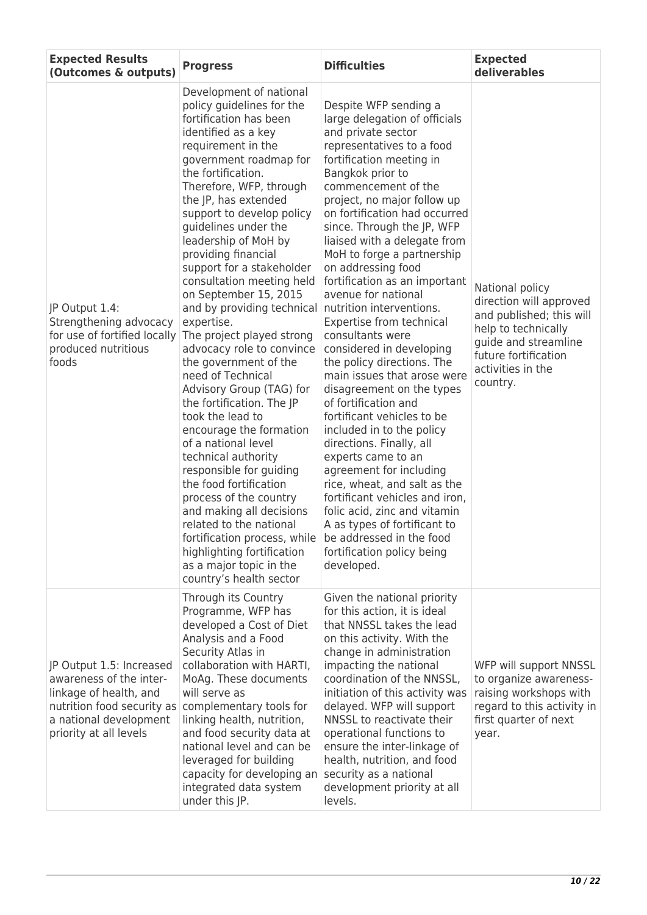| Expected Results (Outcomes & outputs) | Progress | Difficulties | Expected deliverables |
|---|---|---|---|
| JP Output 1.4: Strengthening advocacy for use of fortified locally produced nutritious foods | Development of national policy guidelines for the fortification has been identified as a key requirement in the government roadmap for the fortification. Therefore, WFP, through the JP, has extended support to develop policy guidelines under the leadership of MoH by providing financial support for a stakeholder consultation meeting held on September 15, 2015 and by providing technical expertise. The project played strong advocacy role to convince the government of the need of Technical Advisory Group (TAG) for the fortification. The JP took the lead to encourage the formation of a national level technical authority responsible for guiding the food fortification process of the country and making all decisions related to the national fortification process, while highlighting fortification as a major topic in the country's health sector | Despite WFP sending a large delegation of officials and private sector representatives to a food fortification meeting in Bangkok prior to commencement of the project, no major follow up on fortification had occurred since. Through the JP, WFP liaised with a delegate from MoH to forge a partnership on addressing food fortification as an important avenue for national nutrition interventions. Expertise from technical consultants were considered in developing the policy directions. The main issues that arose were disagreement on the types of fortification and fortificant vehicles to be included in to the policy directions. Finally, all experts came to an agreement for including rice, wheat, and salt as the fortificant vehicles and iron, folic acid, zinc and vitamin A as types of fortificant to be addressed in the food fortification policy being developed. | National policy direction will approved and published; this will help to technically guide and streamline future fortification activities in the country. |
| JP Output 1.5: Increased awareness of the inter-linkage of health, and nutrition food security as a national development priority at all levels | Through its Country Programme, WFP has developed a Cost of Diet Analysis and a Food Security Atlas in collaboration with HARTI, MoAg. These documents will serve as complementary tools for linking health, nutrition, and food security data at national level and can be leveraged for building capacity for developing an integrated data system under this JP. | Given the national priority for this action, it is ideal that NNSSL takes the lead on this activity. With the change in administration impacting the national coordination of the NNSSL, initiation of this activity was delayed. WFP will support NNSSL to reactivate their operational functions to ensure the inter-linkage of health, nutrition, and food security as a national development priority at all levels. | WFP will support NNSSL to organize awareness-raising workshops with regard to this activity in first quarter of next year. |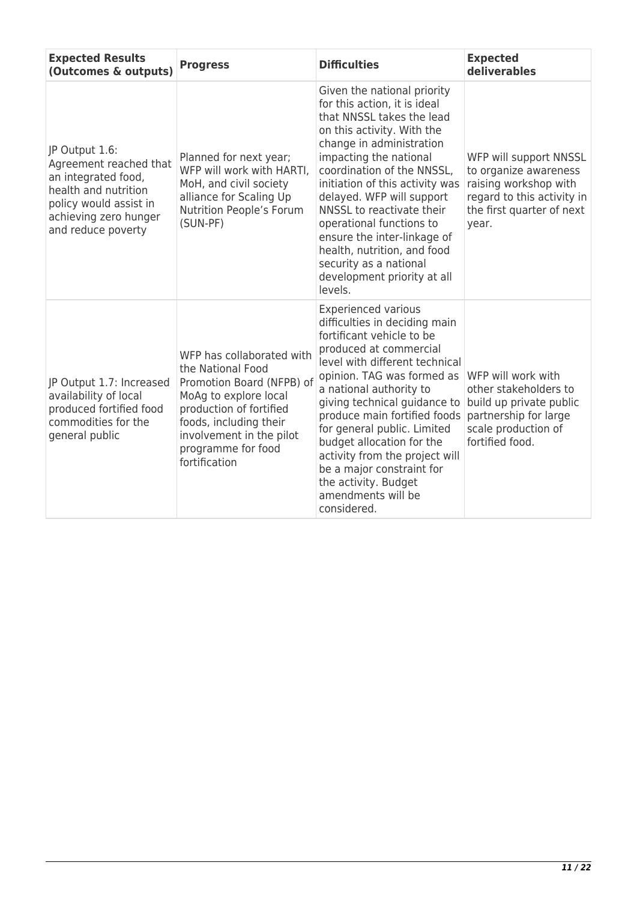| Expected Results (Outcomes & outputs) | Progress | Difficulties | Expected deliverables |
| --- | --- | --- | --- |
| JP Output 1.6: Agreement reached that an integrated food, health and nutrition policy would assist in achieving zero hunger and reduce poverty | Planned for next year; WFP will work with HARTI, MoH, and civil society alliance for Scaling Up Nutrition People's Forum (SUN-PF) | Given the national priority for this action, it is ideal that NNSSL takes the lead on this activity. With the change in administration impacting the national coordination of the NNSSL, initiation of this activity was delayed. WFP will support NNSSL to reactivate their operational functions to ensure the inter-linkage of health, nutrition, and food security as a national development priority at all levels. | WFP will support NNSSL to organize awareness raising workshop with regard to this activity in the first quarter of next year. |
| JP Output 1.7: Increased availability of local produced fortified food commodities for the general public | WFP has collaborated with the National Food Promotion Board (NFPB) of MoAg to explore local production of fortified foods, including their involvement in the pilot programme for food fortification | Experienced various difficulties in deciding main fortificant vehicle to be produced at commercial level with different technical opinion. TAG was formed as a national authority to giving technical guidance to produce main fortified foods for general public. Limited budget allocation for the activity from the project will be a major constraint for the activity. Budget amendments will be considered. | WFP will work with other stakeholders to build up private public partnership for large scale production of fortified food. |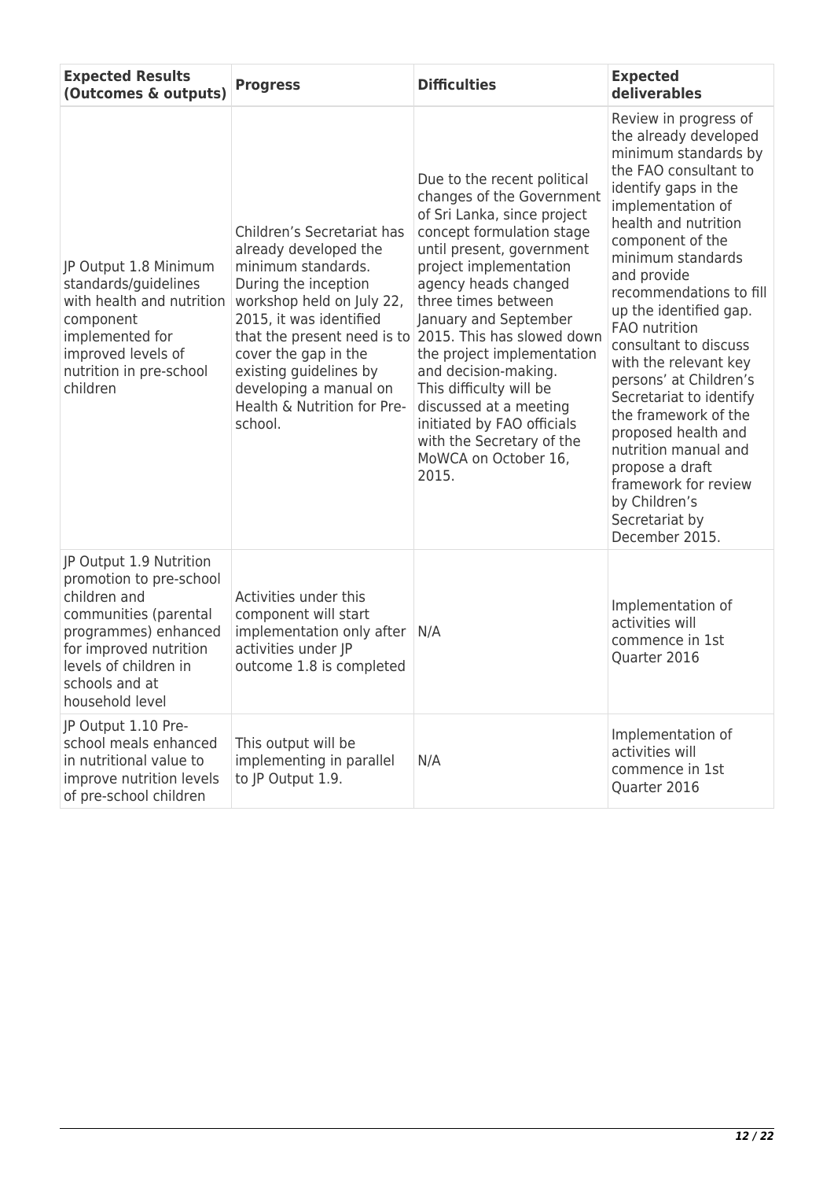| Expected Results (Outcomes & outputs) | Progress | Difficulties | Expected deliverables |
|---|---|---|---|
| JP Output 1.8 Minimum standards/guidelines with health and nutrition component implemented for improved levels of nutrition in pre-school children | Children's Secretariat has already developed the minimum standards. During the inception workshop held on July 22, 2015, it was identified that the present need is to cover the gap in the existing guidelines by developing a manual on Health & Nutrition for Pre-school. | Due to the recent political changes of the Government of Sri Lanka, since project concept formulation stage until present, government project implementation agency heads changed three times between January and September 2015. This has slowed down the project implementation and decision-making. This difficulty will be discussed at a meeting initiated by FAO officials with the Secretary of the MoWCA on October 16, 2015. | Review in progress of the already developed minimum standards by the FAO consultant to identify gaps in the implementation of health and nutrition component of the minimum standards and provide recommendations to fill up the identified gap. FAO nutrition consultant to discuss with the relevant key persons' at Children's Secretariat to identify the framework of the proposed health and nutrition manual and propose a draft framework for review by Children's Secretariat by December 2015. |
| JP Output 1.9 Nutrition promotion to pre-school children and communities (parental programmes) enhanced for improved nutrition levels of children in schools and at household level | Activities under this component will start implementation only after activities under JP outcome 1.8 is completed | N/A | Implementation of activities will commence in 1st Quarter 2016 |
| JP Output 1.10 Pre-school meals enhanced in nutritional value to improve nutrition levels of pre-school children | This output will be implementing in parallel to JP Output 1.9. | N/A | Implementation of activities will commence in 1st Quarter 2016 |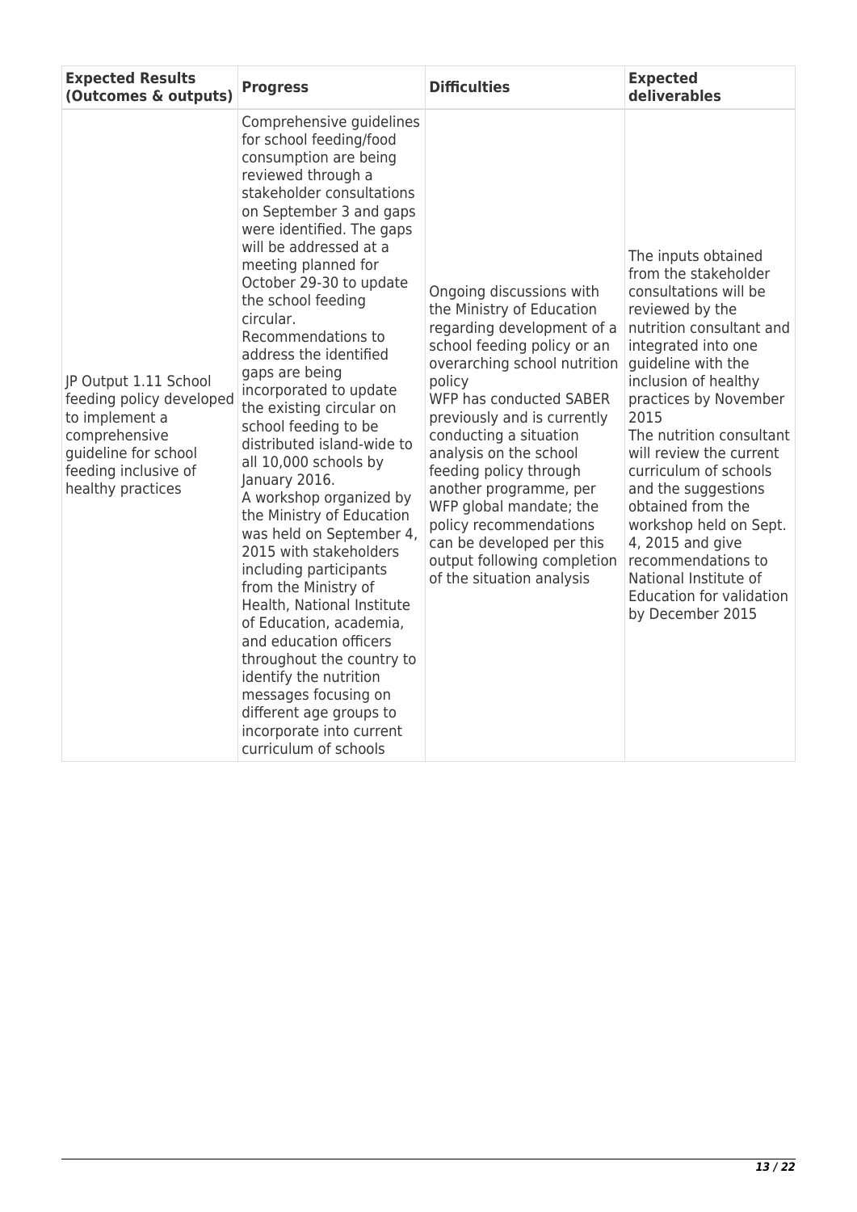| Expected Results (Outcomes & outputs) | Progress | Difficulties | Expected deliverables |
|---|---|---|---|
| JP Output 1.11 School feeding policy developed to implement a comprehensive guideline for school feeding inclusive of healthy practices | Comprehensive guidelines for school feeding/food consumption are being reviewed through a stakeholder consultations on September 3 and gaps were identified. The gaps will be addressed at a meeting planned for October 29-30 to update the school feeding circular.<br>Recommendations to address the identified gaps are being incorporated to update the existing circular on school feeding to be distributed island-wide to all 10,000 schools by January 2016.<br>A workshop organized by the Ministry of Education was held on September 4, 2015 with stakeholders including participants from the Ministry of Health, National Institute of Education, academia, and education officers throughout the country to identify the nutrition messages focusing on different age groups to incorporate into current curriculum of schools | Ongoing discussions with the Ministry of Education regarding development of a school feeding policy or an overarching school nutrition policy<br>WFP has conducted SABER previously and is currently conducting a situation analysis on the school feeding policy through another programme, per WFP global mandate; the policy recommendations can be developed per this output following completion of the situation analysis | The inputs obtained from the stakeholder consultations will be reviewed by the nutrition consultant and integrated into one guideline with the inclusion of healthy practices by November 2015<br>The nutrition consultant will review the current curriculum of schools and the suggestions obtained from the workshop held on Sept. 4, 2015 and give recommendations to National Institute of Education for validation by December 2015 |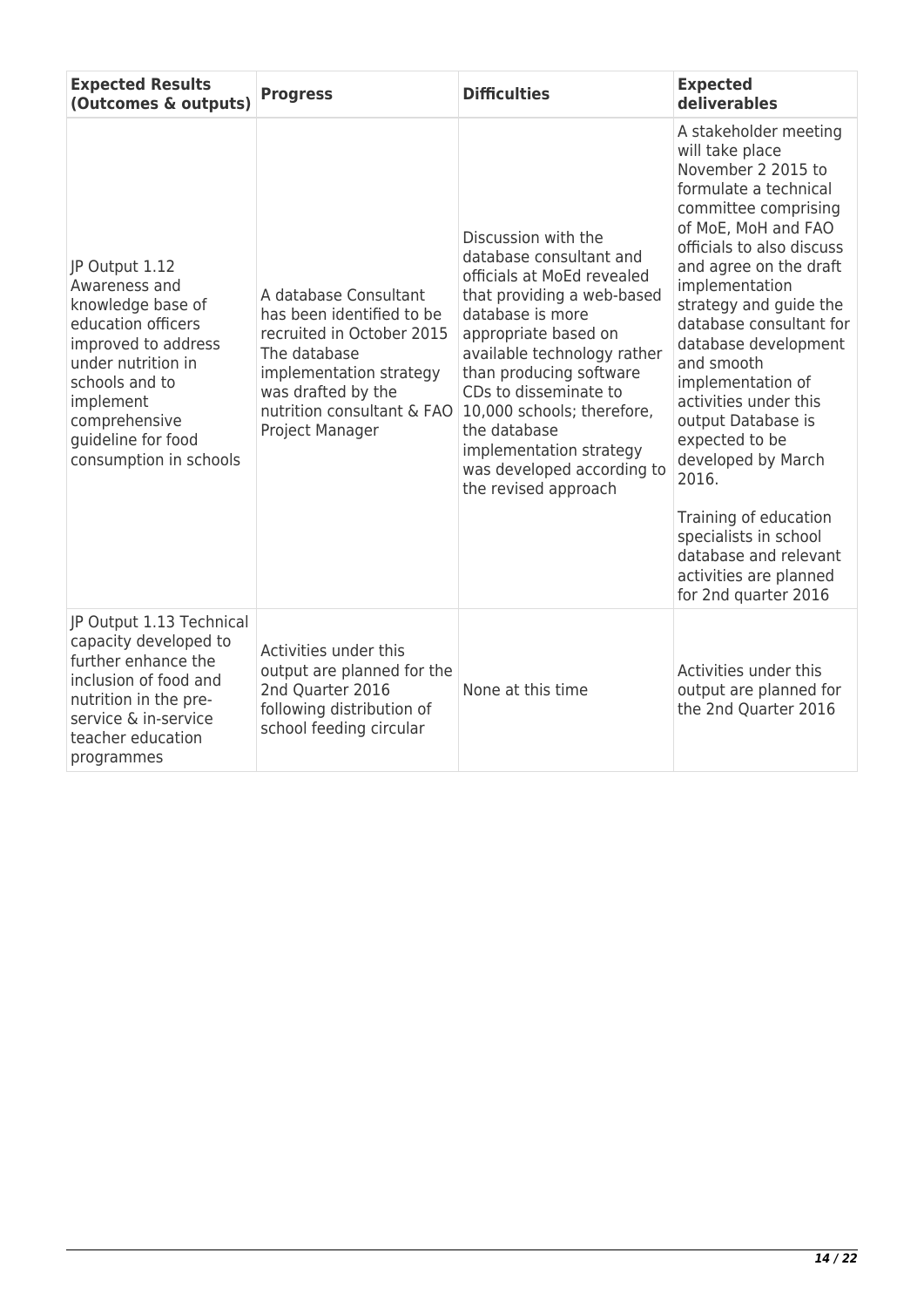| Expected Results (Outcomes & outputs) | Progress | Difficulties | Expected deliverables |
| --- | --- | --- | --- |
| JP Output 1.12 Awareness and knowledge base of education officers improved to address under nutrition in schools and to implement comprehensive guideline for food consumption in schools | A database Consultant has been identified to be recruited in October 2015 The database implementation strategy was drafted by the nutrition consultant & FAO Project Manager | Discussion with the database consultant and officials at MoEd revealed that providing a web-based database is more appropriate based on available technology rather than producing software CDs to disseminate to 10,000 schools; therefore, the database implementation strategy was developed according to the revised approach | A stakeholder meeting will take place November 2 2015 to formulate a technical committee comprising of MoE, MoH and FAO officials to also discuss and agree on the draft implementation strategy and guide the database consultant for database development and smooth implementation of activities under this output Database is expected to be developed by March 2016.<br><br>Training of education specialists in school database and relevant activities are planned for 2nd quarter 2016 |
| JP Output 1.13 Technical capacity developed to further enhance the inclusion of food and nutrition in the pre-service & in-service teacher education programmes | Activities under this output are planned for the 2nd Quarter 2016 following distribution of school feeding circular | None at this time | Activities under this output are planned for the 2nd Quarter 2016 |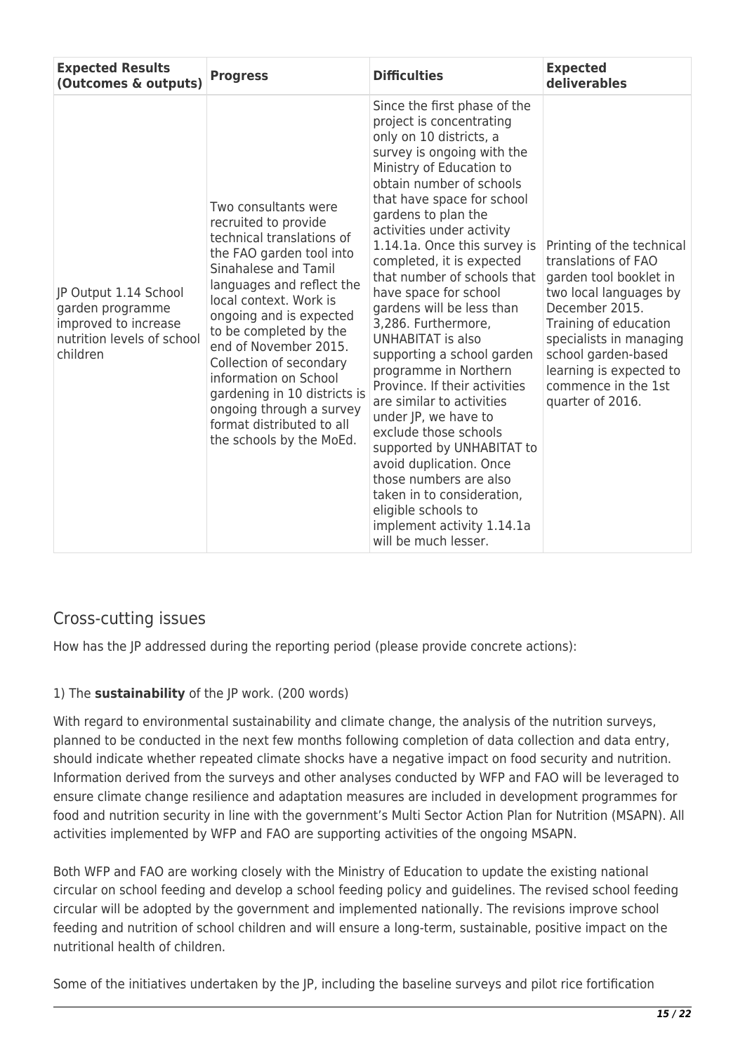| Expected Results (Outcomes & outputs) | Progress | Difficulties | Expected deliverables |
| --- | --- | --- | --- |
| JP Output 1.14 School garden programme improved to increase nutrition levels of school children | Two consultants were recruited to provide technical translations of the FAO garden tool into Sinahalese and Tamil languages and reflect the local context. Work is ongoing and is expected to be completed by the end of November 2015. Collection of secondary information on School gardening in 10 districts is ongoing through a survey format distributed to all the schools by the MoEd. | Since the first phase of the project is concentrating only on 10 districts, a survey is ongoing with the Ministry of Education to obtain number of schools that have space for school gardens to plan the activities under activity 1.14.1a. Once this survey is completed, it is expected that number of schools that have space for school gardens will be less than 3,286. Furthermore, UNHABITAT is also supporting a school garden programme in Northern Province. If their activities are similar to activities under JP, we have to exclude those schools supported by UNHABITAT to avoid duplication. Once those numbers are also taken in to consideration, eligible schools to implement activity 1.14.1a will be much lesser. | Printing of the technical translations of FAO garden tool booklet in two local languages by December 2015. Training of education specialists in managing school garden-based learning is expected to commence in the 1st quarter of 2016. |

## Cross-cutting issues

How has the JP addressed during the reporting period (please provide concrete actions):

1) The **sustainability** of the JP work. (200 words)

With regard to environmental sustainability and climate change, the analysis of the nutrition surveys, planned to be conducted in the next few months following completion of data collection and data entry, should indicate whether repeated climate shocks have a negative impact on food security and nutrition. Information derived from the surveys and other analyses conducted by WFP and FAO will be leveraged to ensure climate change resilience and adaptation measures are included in development programmes for food and nutrition security in line with the government's Multi Sector Action Plan for Nutrition (MSAPN). All activities implemented by WFP and FAO are supporting activities of the ongoing MSAPN.

Both WFP and FAO are working closely with the Ministry of Education to update the existing national circular on school feeding and develop a school feeding policy and guidelines. The revised school feeding circular will be adopted by the government and implemented nationally. The revisions improve school feeding and nutrition of school children and will ensure a long-term, sustainable, positive impact on the nutritional health of children.

Some of the initiatives undertaken by the JP, including the baseline surveys and pilot rice fortification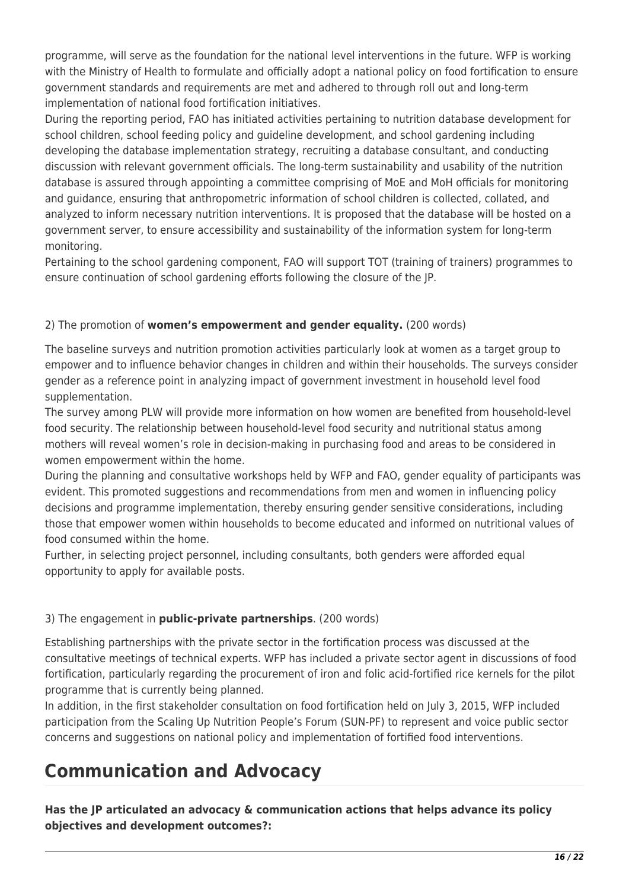programme, will serve as the foundation for the national level interventions in the future. WFP is working with the Ministry of Health to formulate and officially adopt a national policy on food fortification to ensure government standards and requirements are met and adhered to through roll out and long-term implementation of national food fortification initiatives.
During the reporting period, FAO has initiated activities pertaining to nutrition database development for school children, school feeding policy and guideline development, and school gardening including developing the database implementation strategy, recruiting a database consultant, and conducting discussion with relevant government officials. The long-term sustainability and usability of the nutrition database is assured through appointing a committee comprising of MoE and MoH officials for monitoring and guidance, ensuring that anthropometric information of school children is collected, collated, and analyzed to inform necessary nutrition interventions. It is proposed that the database will be hosted on a government server, to ensure accessibility and sustainability of the information system for long-term monitoring.
Pertaining to the school gardening component, FAO will support TOT (training of trainers) programmes to ensure continuation of school gardening efforts following the closure of the JP.

2) The promotion of **women's empowerment and gender equality.** (200 words)

The baseline surveys and nutrition promotion activities particularly look at women as a target group to empower and to influence behavior changes in children and within their households. The surveys consider gender as a reference point in analyzing impact of government investment in household level food supplementation.
The survey among PLW will provide more information on how women are benefited from household-level food security. The relationship between household-level food security and nutritional status among mothers will reveal women's role in decision-making in purchasing food and areas to be considered in women empowerment within the home.
During the planning and consultative workshops held by WFP and FAO, gender equality of participants was evident. This promoted suggestions and recommendations from men and women in influencing policy decisions and programme implementation, thereby ensuring gender sensitive considerations, including those that empower women within households to become educated and informed on nutritional values of food consumed within the home.
Further, in selecting project personnel, including consultants, both genders were afforded equal opportunity to apply for available posts.

3) The engagement in **public-private partnerships**. (200 words)

Establishing partnerships with the private sector in the fortification process was discussed at the consultative meetings of technical experts. WFP has included a private sector agent in discussions of food fortification, particularly regarding the procurement of iron and folic acid-fortified rice kernels for the pilot programme that is currently being planned.
In addition, in the first stakeholder consultation on food fortification held on July 3, 2015, WFP included participation from the Scaling Up Nutrition People's Forum (SUN-PF) to represent and voice public sector concerns and suggestions on national policy and implementation of fortified food interventions.

# Communication and Advocacy

**Has the JP articulated an advocacy & communication actions that helps advance its policy objectives and development outcomes?:**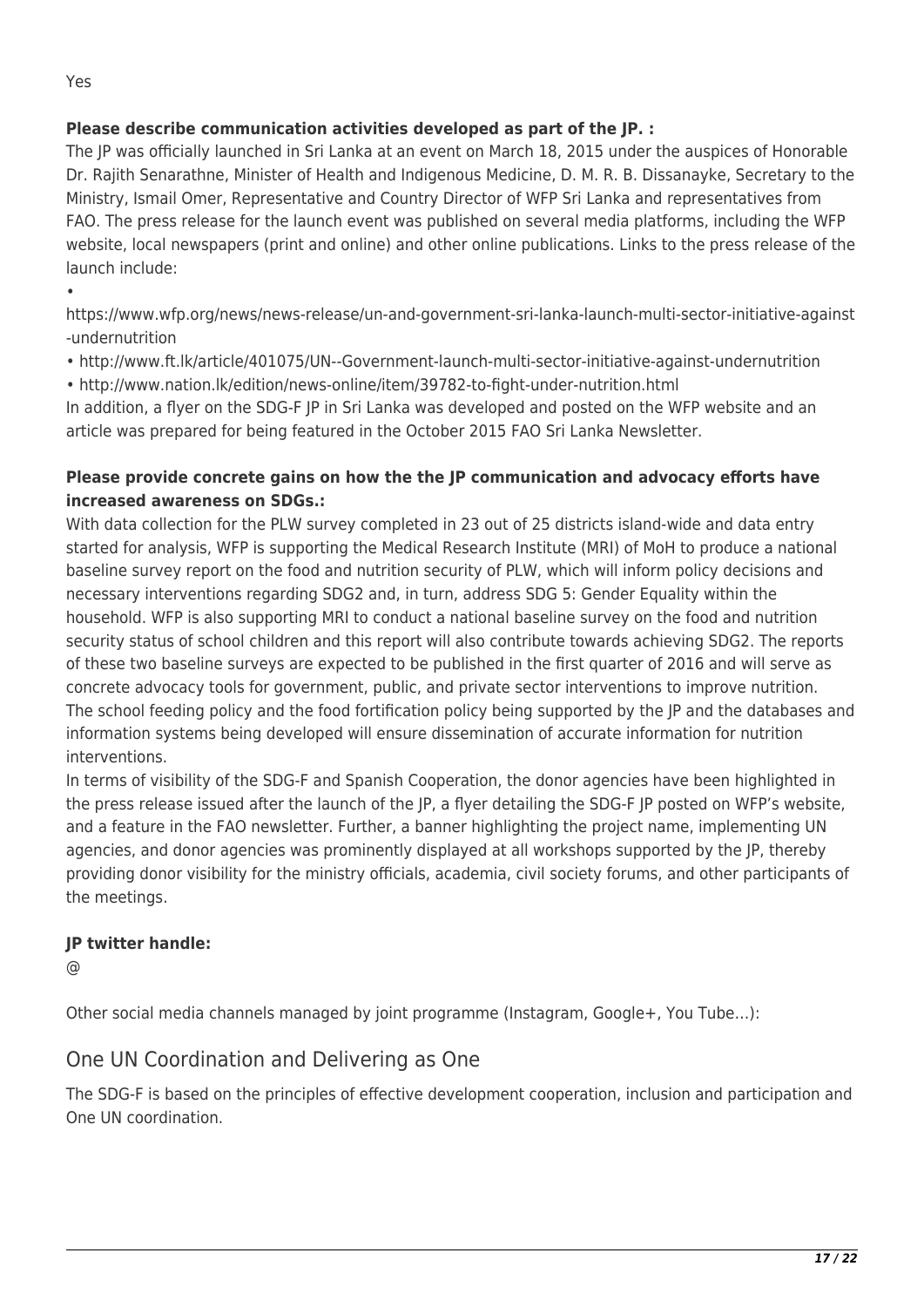Yes

**Please describe communication activities developed as part of the JP. :**

The JP was officially launched in Sri Lanka at an event on March 18, 2015 under the auspices of Honorable Dr. Rajith Senarathne, Minister of Health and Indigenous Medicine, D. M. R. B. Dissanayke, Secretary to the Ministry, Ismail Omer, Representative and Country Director of WFP Sri Lanka and representatives from FAO. The press release for the launch event was published on several media platforms, including the WFP website, local newspapers (print and online) and other online publications. Links to the press release of the launch include:

- https://www.wfp.org/news/news-release/un-and-government-sri-lanka-launch-multi-sector-initiative-against-undernutrition
- http://www.ft.lk/article/401075/UN--Government-launch-multi-sector-initiative-against-undernutrition
- http://www.nation.lk/edition/news-online/item/39782-to-fight-under-nutrition.html

In addition, a flyer on the SDG-F JP in Sri Lanka was developed and posted on the WFP website and an article was prepared for being featured in the October 2015 FAO Sri Lanka Newsletter.

**Please provide concrete gains on how the the JP communication and advocacy efforts have increased awareness on SDGs.:**

With data collection for the PLW survey completed in 23 out of 25 districts island-wide and data entry started for analysis, WFP is supporting the Medical Research Institute (MRI) of MoH to produce a national baseline survey report on the food and nutrition security of PLW, which will inform policy decisions and necessary interventions regarding SDG2 and, in turn, address SDG 5: Gender Equality within the household. WFP is also supporting MRI to conduct a national baseline survey on the food and nutrition security status of school children and this report will also contribute towards achieving SDG2. The reports of these two baseline surveys are expected to be published in the first quarter of 2016 and will serve as concrete advocacy tools for government, public, and private sector interventions to improve nutrition. The school feeding policy and the food fortification policy being supported by the JP and the databases and information systems being developed will ensure dissemination of accurate information for nutrition interventions.

In terms of visibility of the SDG-F and Spanish Cooperation, the donor agencies have been highlighted in the press release issued after the launch of the JP, a flyer detailing the SDG-F JP posted on WFP's website, and a feature in the FAO newsletter. Further, a banner highlighting the project name, implementing UN agencies, and donor agencies was prominently displayed at all workshops supported by the JP, thereby providing donor visibility for the ministry officials, academia, civil society forums, and other participants of the meetings.

**JP twitter handle:**

@

Other social media channels managed by joint programme (Instagram, Google+, You Tube...):

## One UN Coordination and Delivering as One

The SDG-F is based on the principles of effective development cooperation, inclusion and participation and One UN coordination.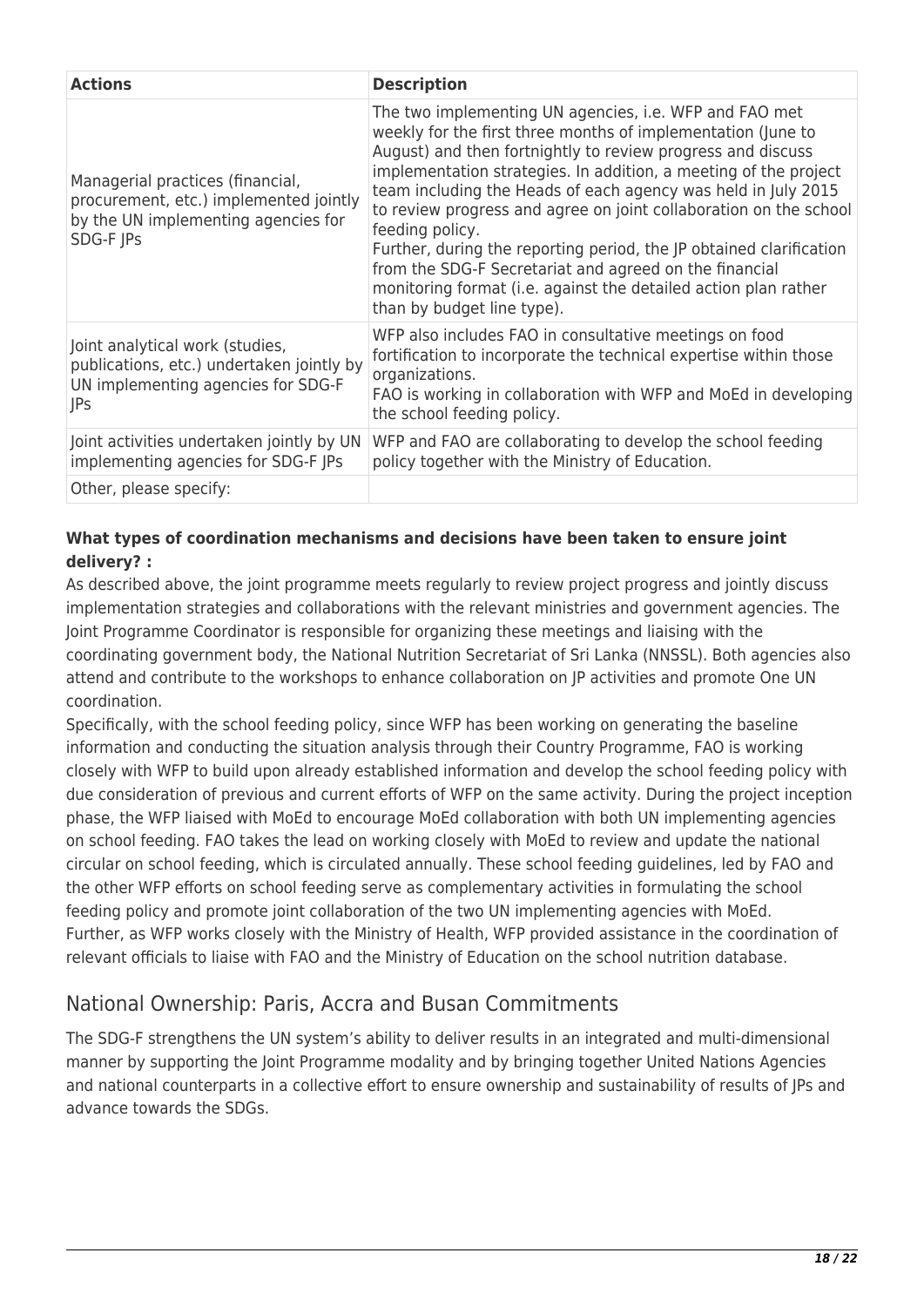| Actions | Description |
| --- | --- |
| Managerial practices (financial, procurement, etc.) implemented jointly by the UN implementing agencies for SDG-F JPs | The two implementing UN agencies, i.e. WFP and FAO met weekly for the first three months of implementation (June to August) and then fortnightly to review progress and discuss implementation strategies. In addition, a meeting of the project team including the Heads of each agency was held in July 2015 to review progress and agree on joint collaboration on the school feeding policy.<br>Further, during the reporting period, the JP obtained clarification from the SDG-F Secretariat and agreed on the financial monitoring format (i.e. against the detailed action plan rather than by budget line type). |
| Joint analytical work (studies, publications, etc.) undertaken jointly by UN implementing agencies for SDG-F JPs | WFP also includes FAO in consultative meetings on food fortification to incorporate the technical expertise within those organizations.<br>FAO is working in collaboration with WFP and MoEd in developing the school feeding policy. |
| Joint activities undertaken jointly by UN implementing agencies for SDG-F JPs | WFP and FAO are collaborating to develop the school feeding policy together with the Ministry of Education. |
| Other, please specify: | |

**What types of coordination mechanisms and decisions have been taken to ensure joint delivery? :**

As described above, the joint programme meets regularly to review project progress and jointly discuss implementation strategies and collaborations with the relevant ministries and government agencies. The Joint Programme Coordinator is responsible for organizing these meetings and liaising with the coordinating government body, the National Nutrition Secretariat of Sri Lanka (NNSSL). Both agencies also attend and contribute to the workshops to enhance collaboration on JP activities and promote One UN coordination.

Specifically, with the school feeding policy, since WFP has been working on generating the baseline information and conducting the situation analysis through their Country Programme, FAO is working closely with WFP to build upon already established information and develop the school feeding policy with due consideration of previous and current efforts of WFP on the same activity. During the project inception phase, the WFP liaised with MoEd to encourage MoEd collaboration with both UN implementing agencies on school feeding. FAO takes the lead on working closely with MoEd to review and update the national circular on school feeding, which is circulated annually. These school feeding guidelines, led by FAO and the other WFP efforts on school feeding serve as complementary activities in formulating the school feeding policy and promote joint collaboration of the two UN implementing agencies with MoEd.

Further, as WFP works closely with the Ministry of Health, WFP provided assistance in the coordination of relevant officials to liaise with FAO and the Ministry of Education on the school nutrition database.

## National Ownership: Paris, Accra and Busan Commitments

The SDG-F strengthens the UN system's ability to deliver results in an integrated and multi-dimensional manner by supporting the Joint Programme modality and by bringing together United Nations Agencies and national counterparts in a collective effort to ensure ownership and sustainability of results of JPs and advance towards the SDGs.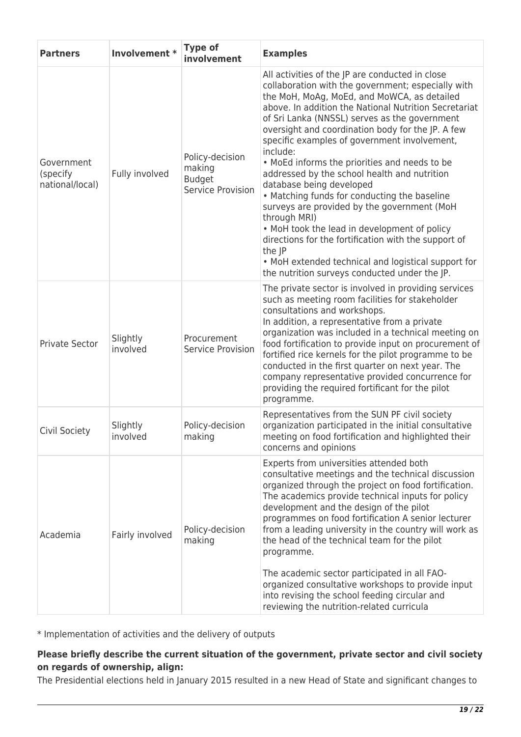| Partners | Involvement * | Type of involvement | Examples |
|---|---|---|---|
| Government (specify national/local) | Fully involved | Policy-decision making<br>Budget<br>Service Provision | All activities of the JP are conducted in close collaboration with the government; especially with the MoH, MoAg, MoEd, and MoWCA, as detailed above. In addition the National Nutrition Secretariat of Sri Lanka (NNSSL) serves as the government oversight and coordination body for the JP. A few specific examples of government involvement, include:<br>• MoEd informs the priorities and needs to be addressed by the school health and nutrition database being developed<br>• Matching funds for conducting the baseline surveys are provided by the government (MoH through MRI)<br>• MoH took the lead in development of policy directions for the fortification with the support of the JP<br>• MoH extended technical and logistical support for the nutrition surveys conducted under the JP. |
| Private Sector | Slightly involved | Procurement<br>Service Provision | The private sector is involved in providing services such as meeting room facilities for stakeholder consultations and workshops.<br>In addition, a representative from a private organization was included in a technical meeting on food fortification to provide input on procurement of fortified rice kernels for the pilot programme to be conducted in the first quarter on next year. The company representative provided concurrence for providing the required fortificant for the pilot programme. |
| Civil Society | Slightly involved | Policy-decision making | Representatives from the SUN PF civil society organization participated in the initial consultative meeting on food fortification and highlighted their concerns and opinions |
| Academia | Fairly involved | Policy-decision making | Experts from universities attended both consultative meetings and the technical discussion organized through the project on food fortification. The academics provide technical inputs for policy development and the design of the pilot programmes on food fortification A senior lecturer from a leading university in the country will work as the head of the technical team for the pilot programme.<br><br>The academic sector participated in all FAO-organized consultative workshops to provide input into revising the school feeding circular and reviewing the nutrition-related curricula |

* Implementation of activities and the delivery of outputs

**Please briefly describe the current situation of the government, private sector and civil society on regards of ownership, align:**

The Presidential elections held in January 2015 resulted in a new Head of State and significant changes to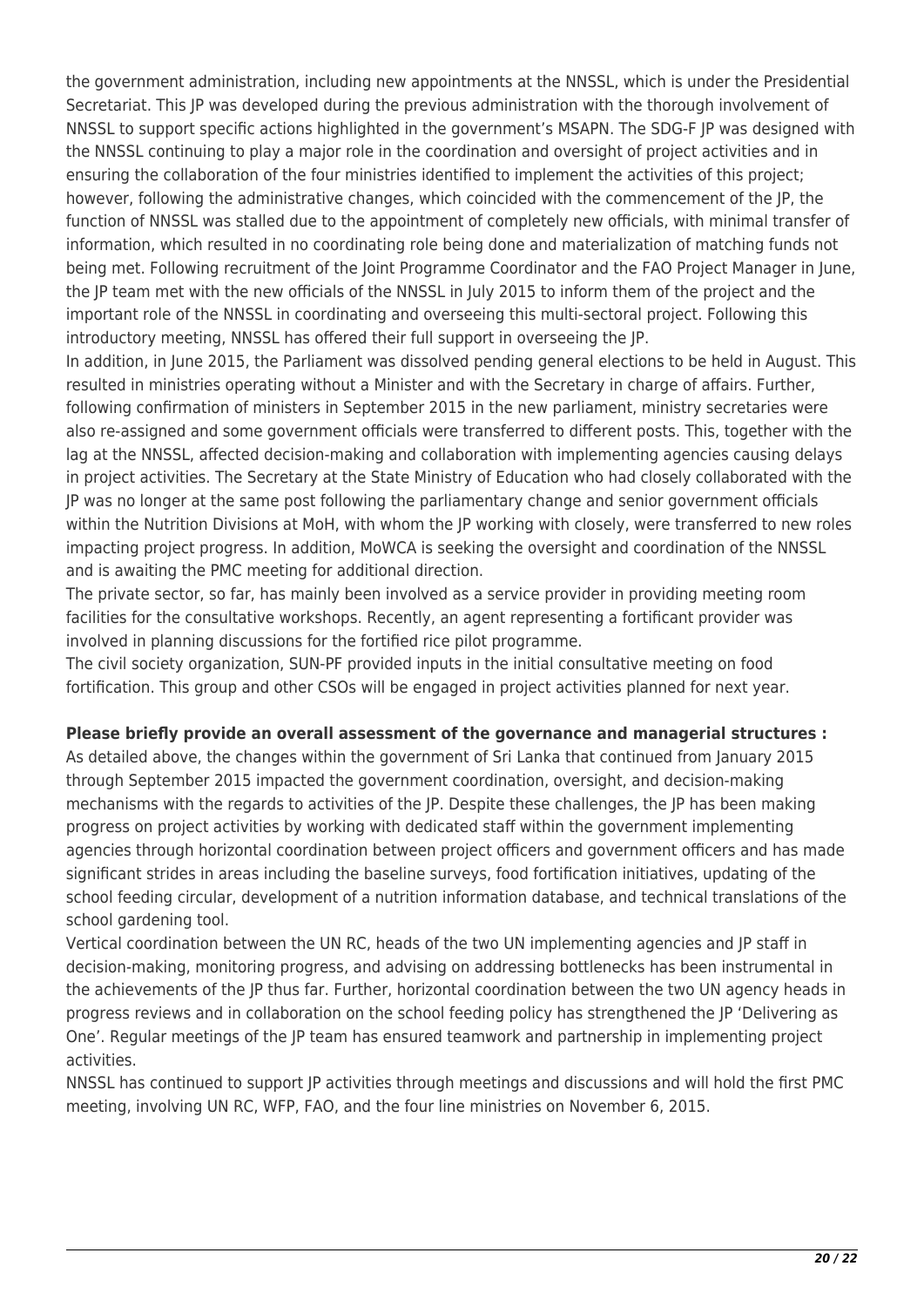the government administration, including new appointments at the NNSSL, which is under the Presidential Secretariat. This JP was developed during the previous administration with the thorough involvement of NNSSL to support specific actions highlighted in the government's MSAPN. The SDG-F JP was designed with the NNSSL continuing to play a major role in the coordination and oversight of project activities and in ensuring the collaboration of the four ministries identified to implement the activities of this project; however, following the administrative changes, which coincided with the commencement of the JP, the function of NNSSL was stalled due to the appointment of completely new officials, with minimal transfer of information, which resulted in no coordinating role being done and materialization of matching funds not being met. Following recruitment of the Joint Programme Coordinator and the FAO Project Manager in June, the JP team met with the new officials of the NNSSL in July 2015 to inform them of the project and the important role of the NNSSL in coordinating and overseeing this multi-sectoral project. Following this introductory meeting, NNSSL has offered their full support in overseeing the JP.

In addition, in June 2015, the Parliament was dissolved pending general elections to be held in August. This resulted in ministries operating without a Minister and with the Secretary in charge of affairs. Further, following confirmation of ministers in September 2015 in the new parliament, ministry secretaries were also re-assigned and some government officials were transferred to different posts. This, together with the lag at the NNSSL, affected decision-making and collaboration with implementing agencies causing delays in project activities. The Secretary at the State Ministry of Education who had closely collaborated with the JP was no longer at the same post following the parliamentary change and senior government officials within the Nutrition Divisions at MoH, with whom the JP working with closely, were transferred to new roles impacting project progress. In addition, MoWCA is seeking the oversight and coordination of the NNSSL and is awaiting the PMC meeting for additional direction.

The private sector, so far, has mainly been involved as a service provider in providing meeting room facilities for the consultative workshops. Recently, an agent representing a fortificant provider was involved in planning discussions for the fortified rice pilot programme.

The civil society organization, SUN-PF provided inputs in the initial consultative meeting on food fortification. This group and other CSOs will be engaged in project activities planned for next year.

**Please briefly provide an overall assessment of the governance and managerial structures :**

As detailed above, the changes within the government of Sri Lanka that continued from January 2015 through September 2015 impacted the government coordination, oversight, and decision-making mechanisms with the regards to activities of the JP. Despite these challenges, the JP has been making progress on project activities by working with dedicated staff within the government implementing agencies through horizontal coordination between project officers and government officers and has made significant strides in areas including the baseline surveys, food fortification initiatives, updating of the school feeding circular, development of a nutrition information database, and technical translations of the school gardening tool.

Vertical coordination between the UN RC, heads of the two UN implementing agencies and JP staff in decision-making, monitoring progress, and advising on addressing bottlenecks has been instrumental in the achievements of the JP thus far. Further, horizontal coordination between the two UN agency heads in progress reviews and in collaboration on the school feeding policy has strengthened the JP 'Delivering as One'. Regular meetings of the JP team has ensured teamwork and partnership in implementing project activities.

NNSSL has continued to support JP activities through meetings and discussions and will hold the first PMC meeting, involving UN RC, WFP, FAO, and the four line ministries on November 6, 2015.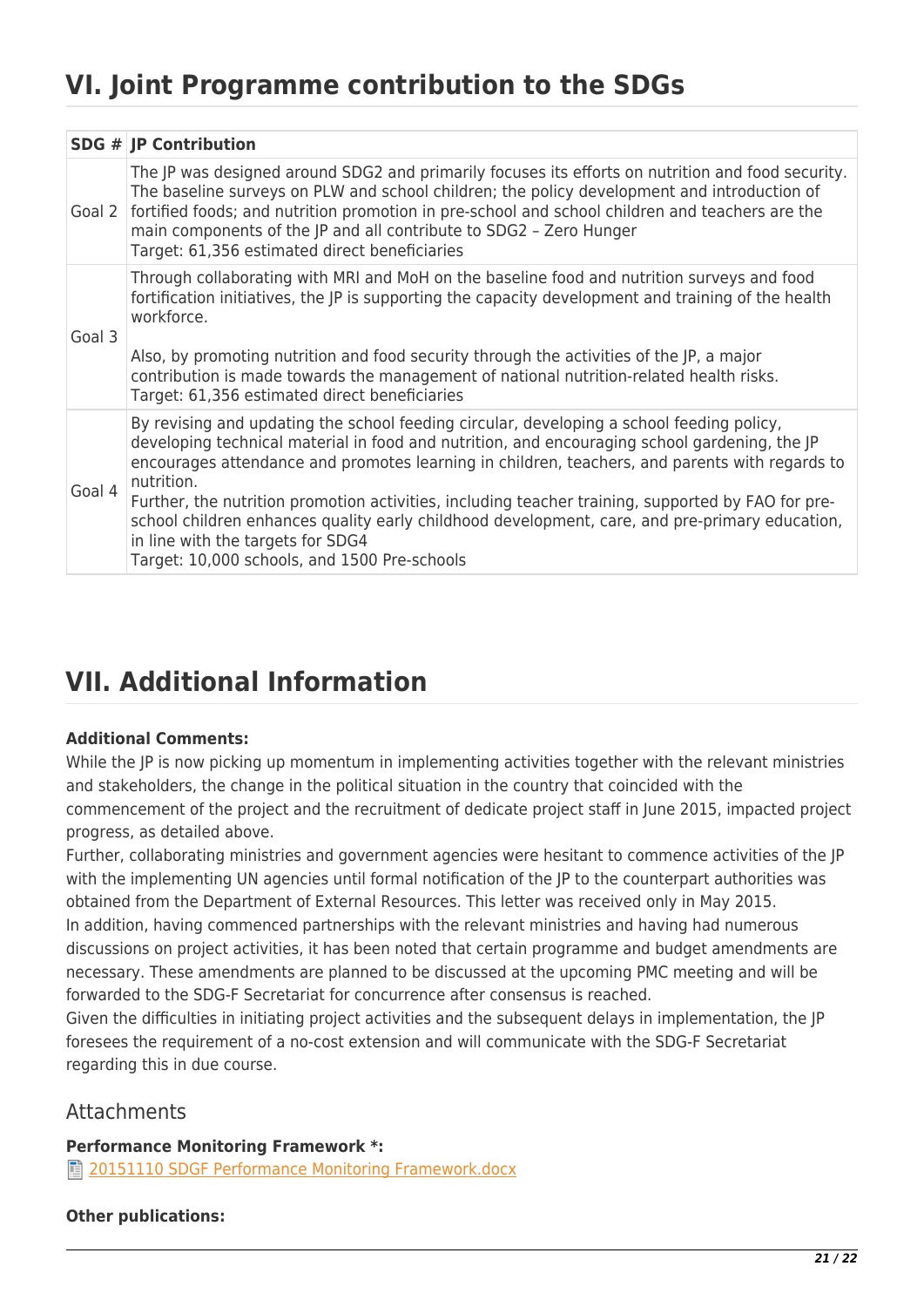# VI. Joint Programme contribution to the SDGs

| SDG # | JP Contribution |
|---|---|
| Goal 2 | The JP was designed around SDG2 and primarily focuses its efforts on nutrition and food security. The baseline surveys on PLW and school children; the policy development and introduction of fortified foods; and nutrition promotion in pre-school and school children and teachers are the main components of the JP and all contribute to SDG2 – Zero Hunger<br>Target: 61,356 estimated direct beneficiaries |
| Goal 3 | Through collaborating with MRI and MoH on the baseline food and nutrition surveys and food fortification initiatives, the JP is supporting the capacity development and training of the health workforce.<br><br>Also, by promoting nutrition and food security through the activities of the JP, a major contribution is made towards the management of national nutrition-related health risks.<br>Target: 61,356 estimated direct beneficiaries |
| Goal 4 | By revising and updating the school feeding circular, developing a school feeding policy, developing technical material in food and nutrition, and encouraging school gardening, the JP encourages attendance and promotes learning in children, teachers, and parents with regards to nutrition.<br>Further, the nutrition promotion activities, including teacher training, supported by FAO for pre-school children enhances quality early childhood development, care, and pre-primary education, in line with the targets for SDG4<br>Target: 10,000 schools, and 1500 Pre-schools |

# VII. Additional Information

**Additional Comments:**

While the JP is now picking up momentum in implementing activities together with the relevant ministries and stakeholders, the change in the political situation in the country that coincided with the commencement of the project and the recruitment of dedicate project staff in June 2015, impacted project progress, as detailed above.
Further, collaborating ministries and government agencies were hesitant to commence activities of the JP with the implementing UN agencies until formal notification of the JP to the counterpart authorities was obtained from the Department of External Resources. This letter was received only in May 2015.
In addition, having commenced partnerships with the relevant ministries and having had numerous discussions on project activities, it has been noted that certain programme and budget amendments are necessary. These amendments are planned to be discussed at the upcoming PMC meeting and will be forwarded to the SDG-F Secretariat for concurrence after consensus is reached.
Given the difficulties in initiating project activities and the subsequent delays in implementation, the JP foresees the requirement of a no-cost extension and will communicate with the SDG-F Secretariat regarding this in due course.

## Attachments

**Performance Monitoring Framework *:**

20151110 SDGF Performance Monitoring Framework.docx

**Other publications:**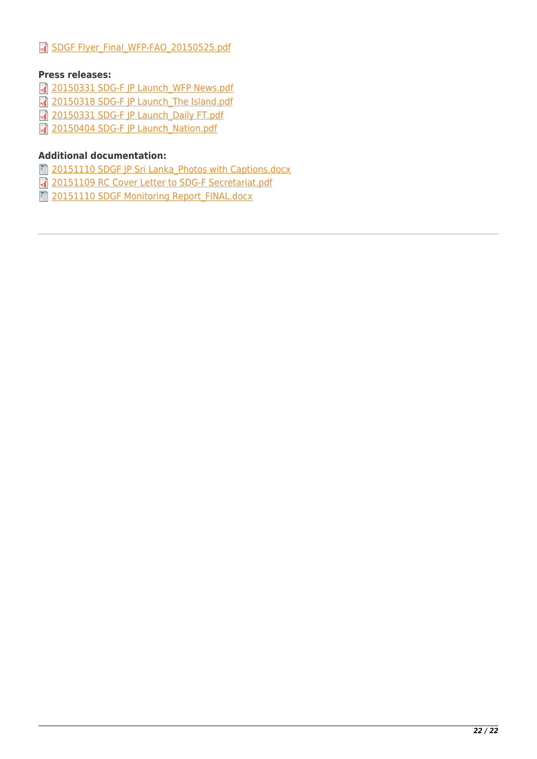SDGF Flyer_Final_WFP-FAO_20150525.pdf

**Press releases:**

20150331 SDG-F JP Launch_WFP News.pdf
20150318 SDG-F JP Launch_The Island.pdf
20150331 SDG-F JP Launch_Daily FT.pdf
20150404 SDG-F JP Launch_Nation.pdf

**Additional documentation:**

20151110 SDGF JP Sri Lanka_Photos with Captions.docx
20151109 RC Cover Letter to SDG-F Secretariat.pdf
20151110 SDGF Monitoring Report_FINAL.docx